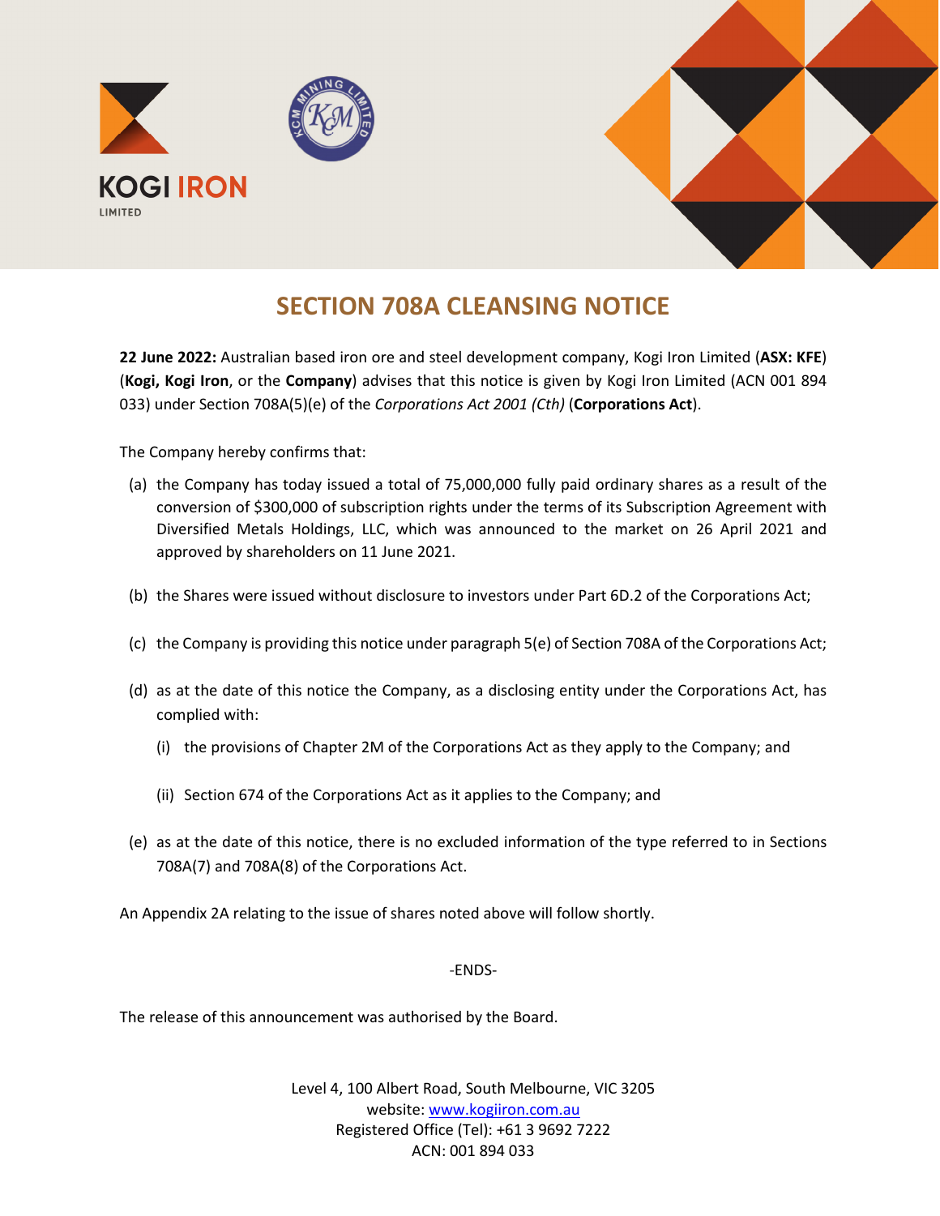KOGI IRON
LIMITED

# SECTION 708A CLEANSING NOTICE

**22 June 2022:** Australian based iron ore and steel development company, Kogi Iron Limited (**ASX: KFE**) (**Kogi, Kogi Iron**, or the **Company**) advises that this notice is given by Kogi Iron Limited (ACN 001 894 033) under Section 708A(5)(e) of the *Corporations Act 2001 (Cth)* (**Corporations Act**).

The Company hereby confirms that:

(a) the Company has today issued a total of 75,000,000 fully paid ordinary shares as a result of the conversion of $300,000 of subscription rights under the terms of its Subscription Agreement with Diversified Metals Holdings, LLC, which was announced to the market on 26 April 2021 and approved by shareholders on 11 June 2021.

(b) the Shares were issued without disclosure to investors under Part 6D.2 of the Corporations Act;

(c) the Company is providing this notice under paragraph 5(e) of Section 708A of the Corporations Act;

(d) as at the date of this notice the Company, as a disclosing entity under the Corporations Act, has complied with:

  (i) the provisions of Chapter 2M of the Corporations Act as they apply to the Company; and

  (ii) Section 674 of the Corporations Act as it applies to the Company; and

(e) as at the date of this notice, there is no excluded information of the type referred to in Sections 708A(7) and 708A(8) of the Corporations Act.

An Appendix 2A relating to the issue of shares noted above will follow shortly.

-ENDS-

The release of this announcement was authorised by the Board.

Level 4, 100 Albert Road, South Melbourne, VIC 3205
website: www.kogiiron.com.au
Registered Office (Tel): +61 3 9692 7222
ACN: 001 894 033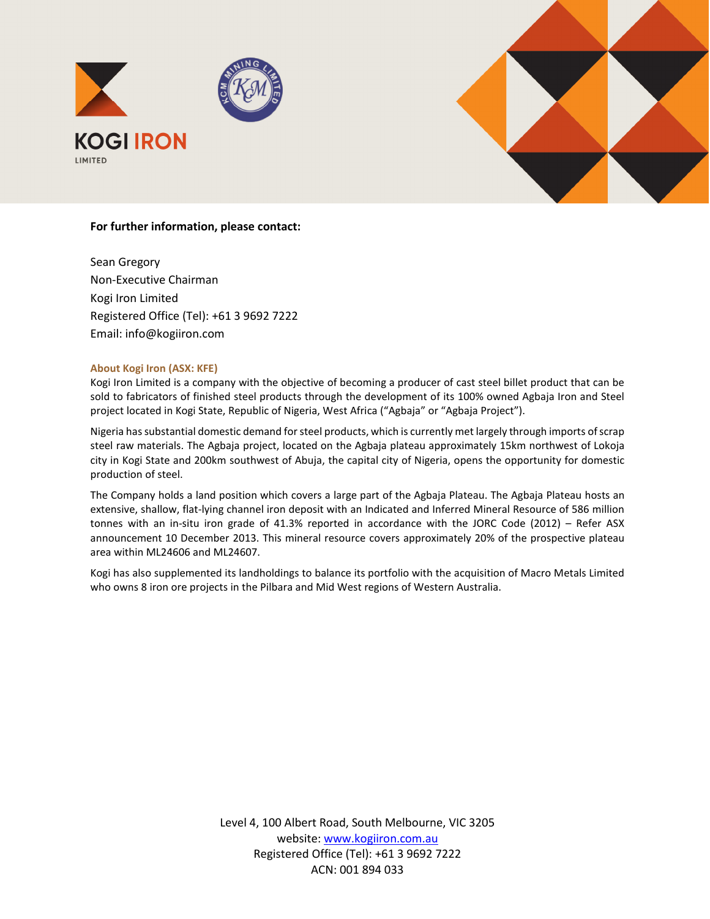**For further information, please contact:**

Sean Gregory
Non-Executive Chairman
Kogi Iron Limited
Registered Office (Tel): +61 3 9692 7222
Email: info@kogiiron.com

**About Kogi Iron (ASX: KFE)**

Kogi Iron Limited is a company with the objective of becoming a producer of cast steel billet product that can be sold to fabricators of finished steel products through the development of its 100% owned Agbaja Iron and Steel project located in Kogi State, Republic of Nigeria, West Africa ("Agbaja" or "Agbaja Project").

Nigeria has substantial domestic demand for steel products, which is currently met largely through imports of scrap steel raw materials. The Agbaja project, located on the Agbaja plateau approximately 15km northwest of Lokoja city in Kogi State and 200km southwest of Abuja, the capital city of Nigeria, opens the opportunity for domestic production of steel.

The Company holds a land position which covers a large part of the Agbaja Plateau. The Agbaja Plateau hosts an extensive, shallow, flat-lying channel iron deposit with an Indicated and Inferred Mineral Resource of 586 million tonnes with an in-situ iron grade of 41.3% reported in accordance with the JORC Code (2012) – Refer ASX announcement 10 December 2013. This mineral resource covers approximately 20% of the prospective plateau area within ML24606 and ML24607.

Kogi has also supplemented its landholdings to balance its portfolio with the acquisition of Macro Metals Limited who owns 8 iron ore projects in the Pilbara and Mid West regions of Western Australia.

Level 4, 100 Albert Road, South Melbourne, VIC 3205
website: www.kogiiron.com.au
Registered Office (Tel): +61 3 9692 7222
ACN: 001 894 033